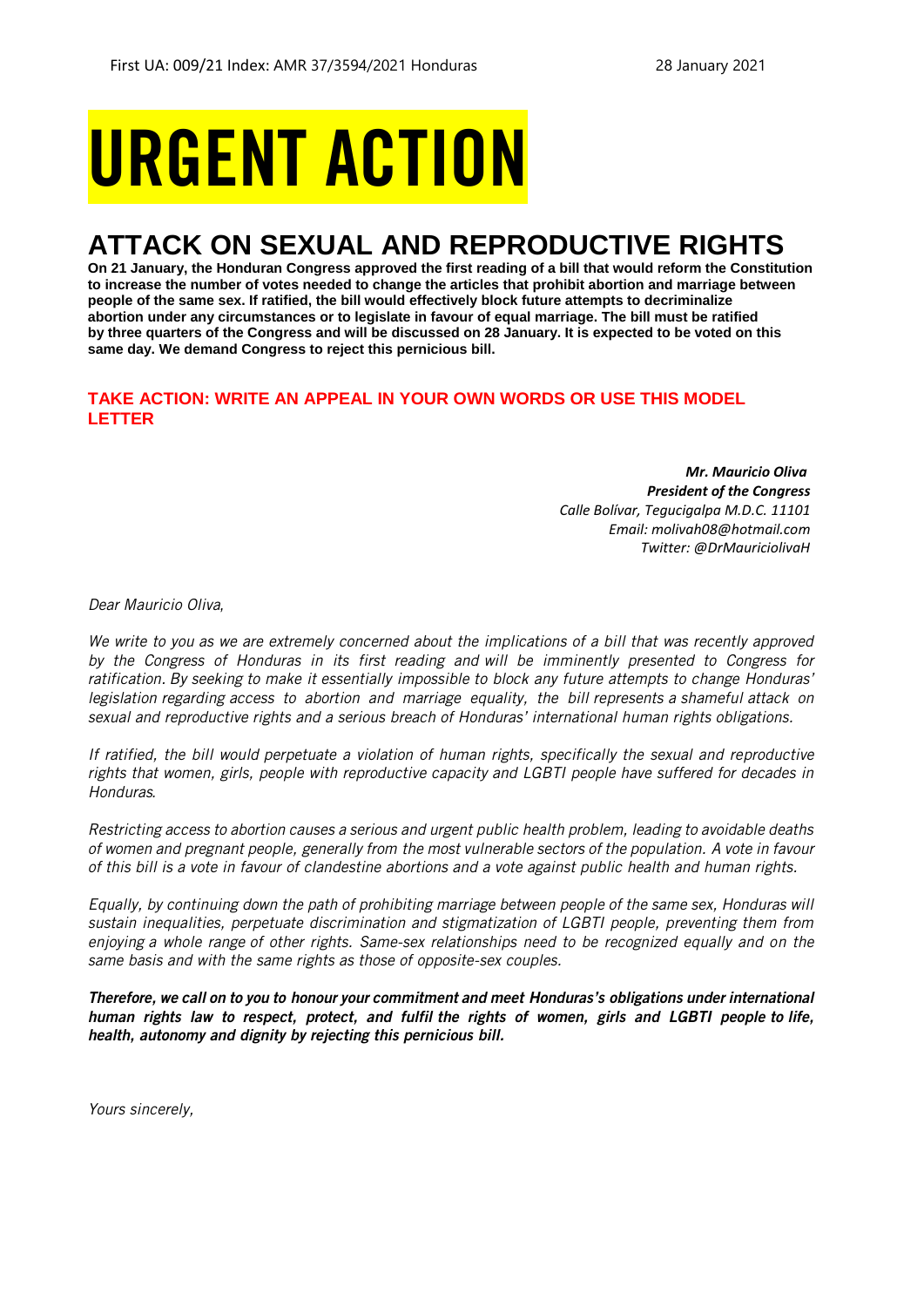First UA: 009/21 Index: AMR 37/3594/2021 Honduras 28 January 2021

# URGENT ACTION

## ATTACK ON SEXUAL AND REPRODUCTIVE RIGHTS

**On 21 January, the Honduran Congress approved the first reading of a bill that would reform the Constitution to increase the number of votes needed to change the articles that prohibit abortion and marriage between people of the same sex. If ratified, the bill would effectively block future attempts to decriminalize abortion under any circumstances or to legislate in favour of equal marriage. The bill must be ratified by three quarters of the Congress and will be discussed on 28 January. It is expected to be voted on this same day. We demand Congress to reject this pernicious bill.**

**TAKE ACTION: WRITE AN APPEAL IN YOUR OWN WORDS OR USE THIS MODEL LETTER**

***Mr. Mauricio Oliva***
***President of the Congress***
*Calle Bolívar, Tegucigalpa M.D.C. 11101*
*Email: molivah08@hotmail.com*
*Twitter: @DrMauriciolivaH*

*Dear Mauricio Oliva,*

*We write to you as we are extremely concerned about the implications of a bill that was recently approved by the Congress of Honduras in its first reading and will be imminently presented to Congress for ratification. By seeking to make it essentially impossible to block any future attempts to change Honduras' legislation regarding access to abortion and marriage equality, the bill represents a shameful attack on sexual and reproductive rights and a serious breach of Honduras' international human rights obligations.*

*If ratified, the bill would perpetuate a violation of human rights, specifically the sexual and reproductive rights that women, girls, people with reproductive capacity and LGBTI people have suffered for decades in Honduras.*

*Restricting access to abortion causes a serious and urgent public health problem, leading to avoidable deaths of women and pregnant people, generally from the most vulnerable sectors of the population. A vote in favour of this bill is a vote in favour of clandestine abortions and a vote against public health and human rights.*

*Equally, by continuing down the path of prohibiting marriage between people of the same sex, Honduras will sustain inequalities, perpetuate discrimination and stigmatization of LGBTI people, preventing them from enjoying a whole range of other rights. Same-sex relationships need to be recognized equally and on the same basis and with the same rights as those of opposite-sex couples.*

***Therefore, we call on to you to honour your commitment and meet Honduras's obligations under international human rights law to respect, protect, and fulfil the rights of women, girls and LGBTI people to life, health, autonomy and dignity by rejecting this pernicious bill.***

*Yours sincerely,*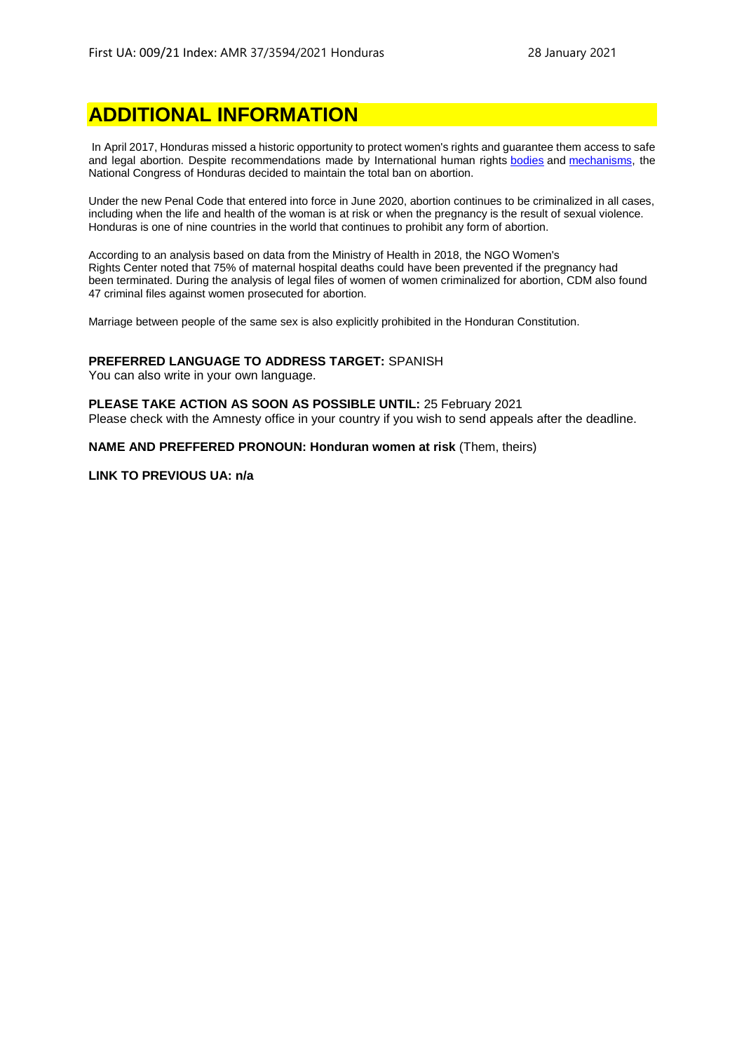## ADDITIONAL INFORMATION

In April 2017, Honduras missed a historic opportunity to protect women's rights and guarantee them access to safe and legal abortion. Despite recommendations made by International human rights bodies and mechanisms, the National Congress of Honduras decided to maintain the total ban on abortion.

Under the new Penal Code that entered into force in June 2020, abortion continues to be criminalized in all cases, including when the life and health of the woman is at risk or when the pregnancy is the result of sexual violence. Honduras is one of nine countries in the world that continues to prohibit any form of abortion.

According to an analysis based on data from the Ministry of Health in 2018, the NGO Women's Rights Center noted that 75% of maternal hospital deaths could have been prevented if the pregnancy had been terminated. During the analysis of legal files of women of women criminalized for abortion, CDM also found 47 criminal files against women prosecuted for abortion.

Marriage between people of the same sex is also explicitly prohibited in the Honduran Constitution.

**PREFERRED LANGUAGE TO ADDRESS TARGET:** SPANISH
You can also write in your own language.

**PLEASE TAKE ACTION AS SOON AS POSSIBLE UNTIL:** 25 February 2021
Please check with the Amnesty office in your country if you wish to send appeals after the deadline.

**NAME AND PREFFERED PRONOUN: Honduran women at risk** (Them, theirs)

**LINK TO PREVIOUS UA: n/a**